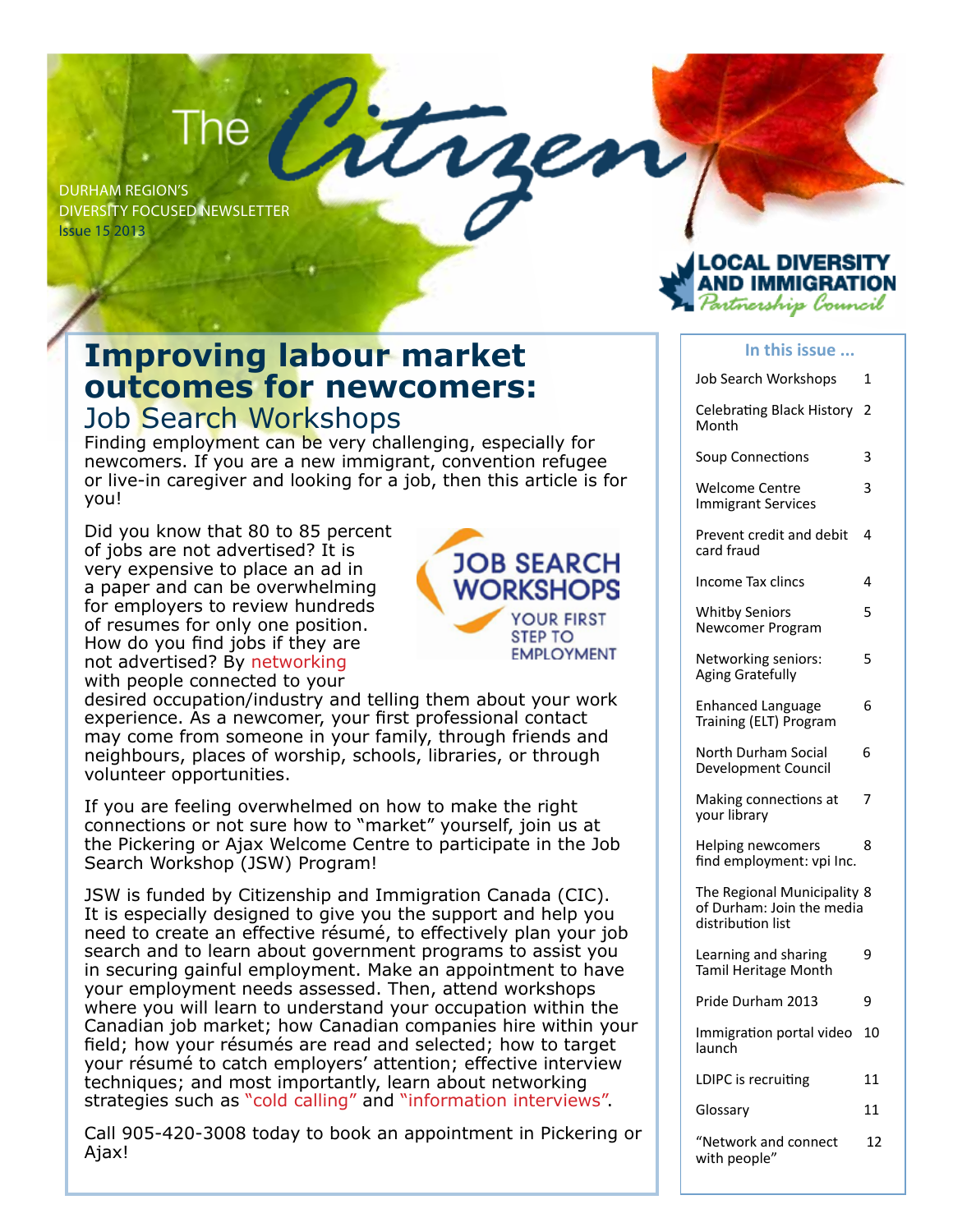# The Citizen

DURHAM REGION'S
DIVERSITY FOCUSED NEWSLETTER
Issue 15 2013

LOCAL DIVERSITY AND IMMIGRATION Partnership Council

## Improving labour market outcomes for newcomers:

### Job Search Workshops

Finding employment can be very challenging, especially for newcomers. If you are a new immigrant, convention refugee or live-in caregiver and looking for a job, then this article is for you!

JOB SEARCH WORKSHOPS
YOUR FIRST STEP TO EMPLOYMENT

Did you know that 80 to 85 percent of jobs are not advertised? It is very expensive to place an ad in a paper and can be overwhelming for employers to review hundreds of resumes for only one position. How do you find jobs if they are not advertised? By networking with people connected to your desired occupation/industry and telling them about your work experience. As a newcomer, your first professional contact may come from someone in your family, through friends and neighbours, places of worship, schools, libraries, or through volunteer opportunities.

If you are feeling overwhelmed on how to make the right connections or not sure how to "market" yourself, join us at the Pickering or Ajax Welcome Centre to participate in the Job Search Workshop (JSW) Program!

JSW is funded by Citizenship and Immigration Canada (CIC). It is especially designed to give you the support and help you need to create an effective résumé, to effectively plan your job search and to learn about government programs to assist you in securing gainful employment. Make an appointment to have your employment needs assessed. Then, attend workshops where you will learn to understand your occupation within the Canadian job market; how Canadian companies hire within your field; how your résumés are read and selected; how to target your résumé to catch employers' attention; effective interview techniques; and most importantly, learn about networking strategies such as "cold calling" and "information interviews".

Call 905-420-3008 today to book an appointment in Pickering or Ajax!

### In this issue ...

| | |
|---|---|
| Job Search Workshops | 1 |
| Celebrating Black History Month | 2 |
| Soup Connections | 3 |
| Welcome Centre Immigrant Services | 3 |
| Prevent credit and debit card fraud | 4 |
| Income Tax clincs | 4 |
| Whitby Seniors Newcomer Program | 5 |
| Networking seniors: Aging Gratefully | 5 |
| Enhanced Language Training (ELT) Program | 6 |
| North Durham Social Development Council | 6 |
| Making connections at your library | 7 |
| Helping newcomers find employment: vpi Inc. | 8 |
| The Regional Municipality of Durham: Join the media distribution list | 8 |
| Learning and sharing Tamil Heritage Month | 9 |
| Pride Durham 2013 | 9 |
| Immigration portal video launch | 10 |
| LDIPC is recruiting | 11 |
| Glossary | 11 |
| "Network and connect with people" | 12 |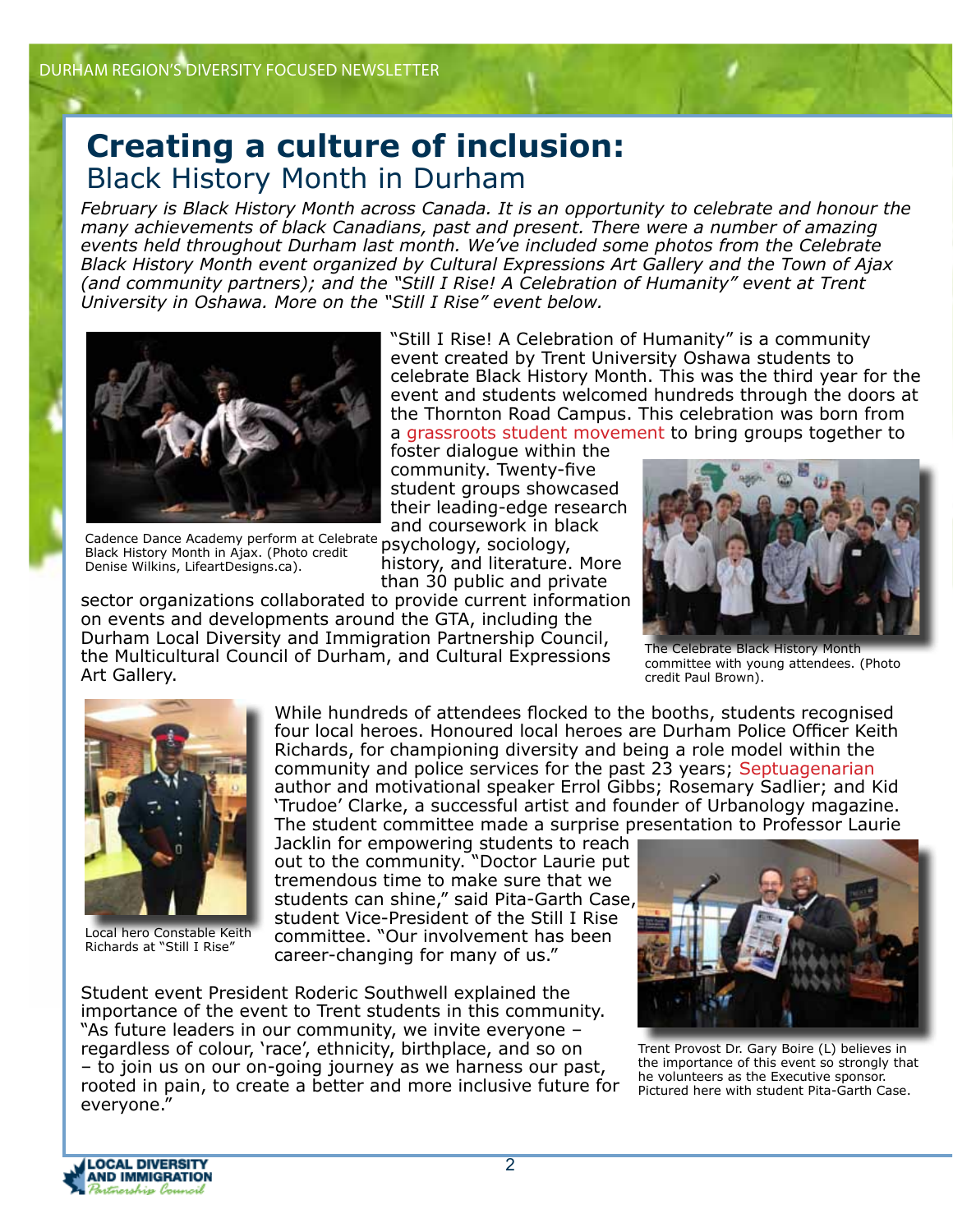# Creating a culture of inclusion:
## Black History Month in Durham

*February is Black History Month across Canada. It is an opportunity to celebrate and honour the many achievements of black Canadians, past and present. There were a number of amazing events held throughout Durham last month. We've included some photos from the Celebrate Black History Month event organized by Cultural Expressions Art Gallery and the Town of Ajax (and community partners); and the "Still I Rise! A Celebration of Humanity" event at Trent University in Oshawa. More on the "Still I Rise" event below.*

Cadence Dance Academy perform at Celebrate Black History Month in Ajax. (Photo credit Denise Wilkins, LifeartDesigns.ca).

"Still I Rise! A Celebration of Humanity" is a community event created by Trent University Oshawa students to celebrate Black History Month. This was the third year for the event and students welcomed hundreds through the doors at the Thornton Road Campus. This celebration was born from a grassroots student movement to bring groups together to foster dialogue within the community. Twenty-five student groups showcased their leading-edge research and coursework in black psychology, sociology, history, and literature. More than 30 public and private sector organizations collaborated to provide current information on events and developments around the GTA, including the Durham Local Diversity and Immigration Partnership Council, the Multicultural Council of Durham, and Cultural Expressions Art Gallery.

The Celebrate Black History Month committee with young attendees. (Photo credit Paul Brown).

Local hero Constable Keith Richards at "Still I Rise"

While hundreds of attendees flocked to the booths, students recognised four local heroes. Honoured local heroes are Durham Police Officer Keith Richards, for championing diversity and being a role model within the community and police services for the past 23 years; Septuagenarian author and motivational speaker Errol Gibbs; Rosemary Sadlier; and Kid 'Trudoe' Clarke, a successful artist and founder of Urbanology magazine. The student committee made a surprise presentation to Professor Laurie Jacklin for empowering students to reach out to the community. "Doctor Laurie put tremendous time to make sure that we students can shine," said Pita-Garth Case, student Vice-President of the Still I Rise committee. "Our involvement has been career-changing for many of us."

Student event President Roderic Southwell explained the importance of the event to Trent students in this community. "As future leaders in our community, we invite everyone – regardless of colour, 'race', ethnicity, birthplace, and so on – to join us on our on-going journey as we harness our past, rooted in pain, to create a better and more inclusive future for everyone."

Trent Provost Dr. Gary Boire (L) believes in the importance of this event so strongly that he volunteers as the Executive sponsor. Pictured here with student Pita-Garth Case.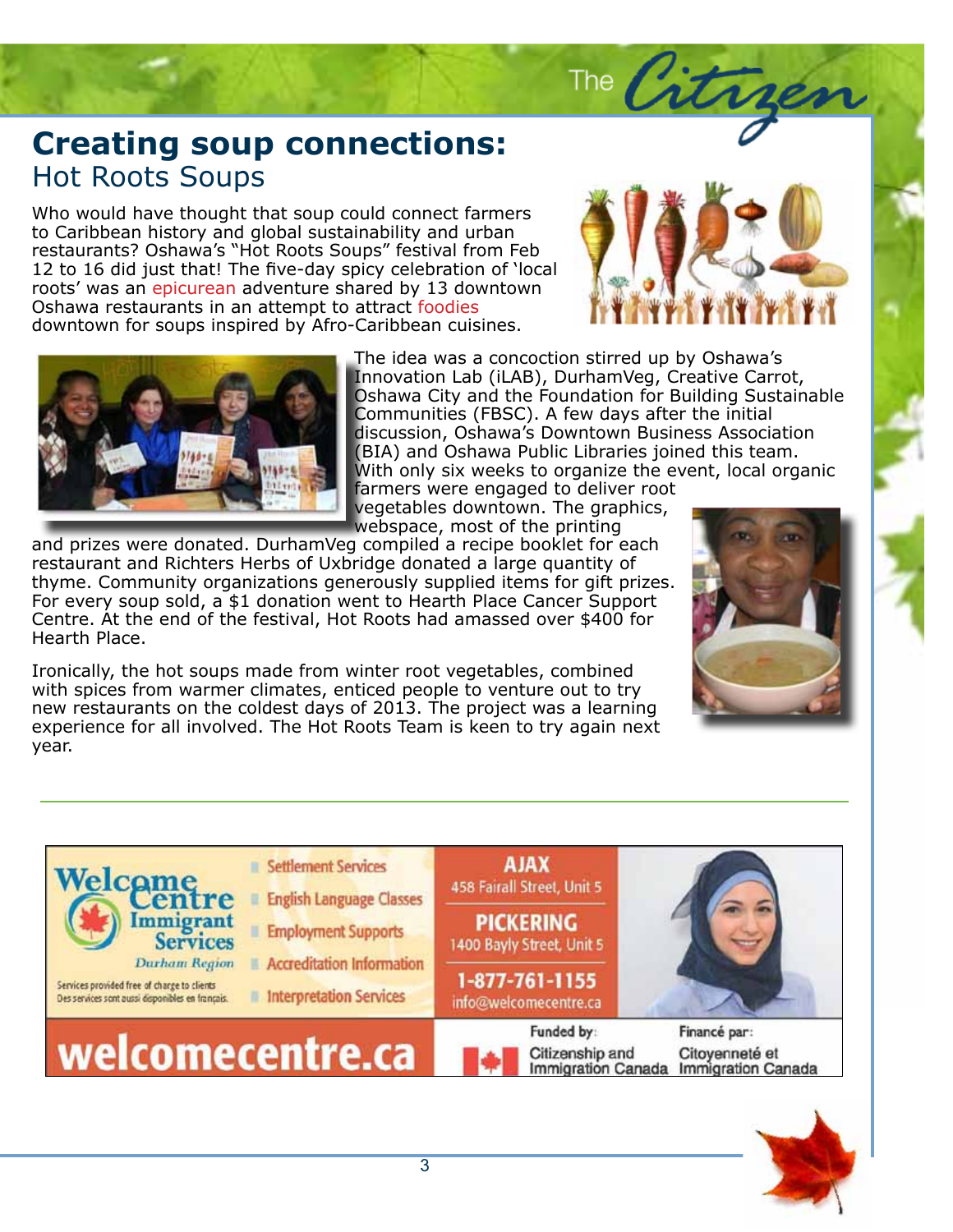# Creating soup connections:
## Hot Roots Soups

Who would have thought that soup could connect farmers to Caribbean history and global sustainability and urban restaurants? Oshawa's "Hot Roots Soups" festival from Feb 12 to 16 did just that! The five-day spicy celebration of 'local roots' was an epicurean adventure shared by 13 downtown Oshawa restaurants in an attempt to attract foodies downtown for soups inspired by Afro-Caribbean cuisines.

The idea was a concoction stirred up by Oshawa's Innovation Lab (iLAB), DurhamVeg, Creative Carrot, Oshawa City and the Foundation for Building Sustainable Communities (FBSC). A few days after the initial discussion, Oshawa's Downtown Business Association (BIA) and Oshawa Public Libraries joined this team. With only six weeks to organize the event, local organic farmers were engaged to deliver root vegetables downtown. The graphics, webspace, most of the printing and prizes were donated. DurhamVeg compiled a recipe booklet for each restaurant and Richters Herbs of Uxbridge donated a large quantity of thyme. Community organizations generously supplied items for gift prizes. For every soup sold, a $1 donation went to Hearth Place Cancer Support Centre. At the end of the festival, Hot Roots had amassed over $400 for Hearth Place.

Ironically, the hot soups made from winter root vegetables, combined with spices from warmer climates, enticed people to venture out to try new restaurants on the coldest days of 2013. The project was a learning experience for all involved. The Hot Roots Team is keen to try again next year.

---

**Welcome Centre Immigrant Services** – Durham Region

Services provided free of charge to clients
Des services sont aussi disponibles en français.

- Settlement Services
- English Language Classes
- Employment Supports
- Accreditation Information
- Interpretation Services

**AJAX**
458 Fairall Street, Unit 5

**PICKERING**
1400 Bayly Street, Unit 5

**1-877-761-1155**
info@welcomecentre.ca

**welcomecentre.ca**

Funded by: Citizenship and Immigration Canada
Financé par: Citoyenneté et Immigration Canada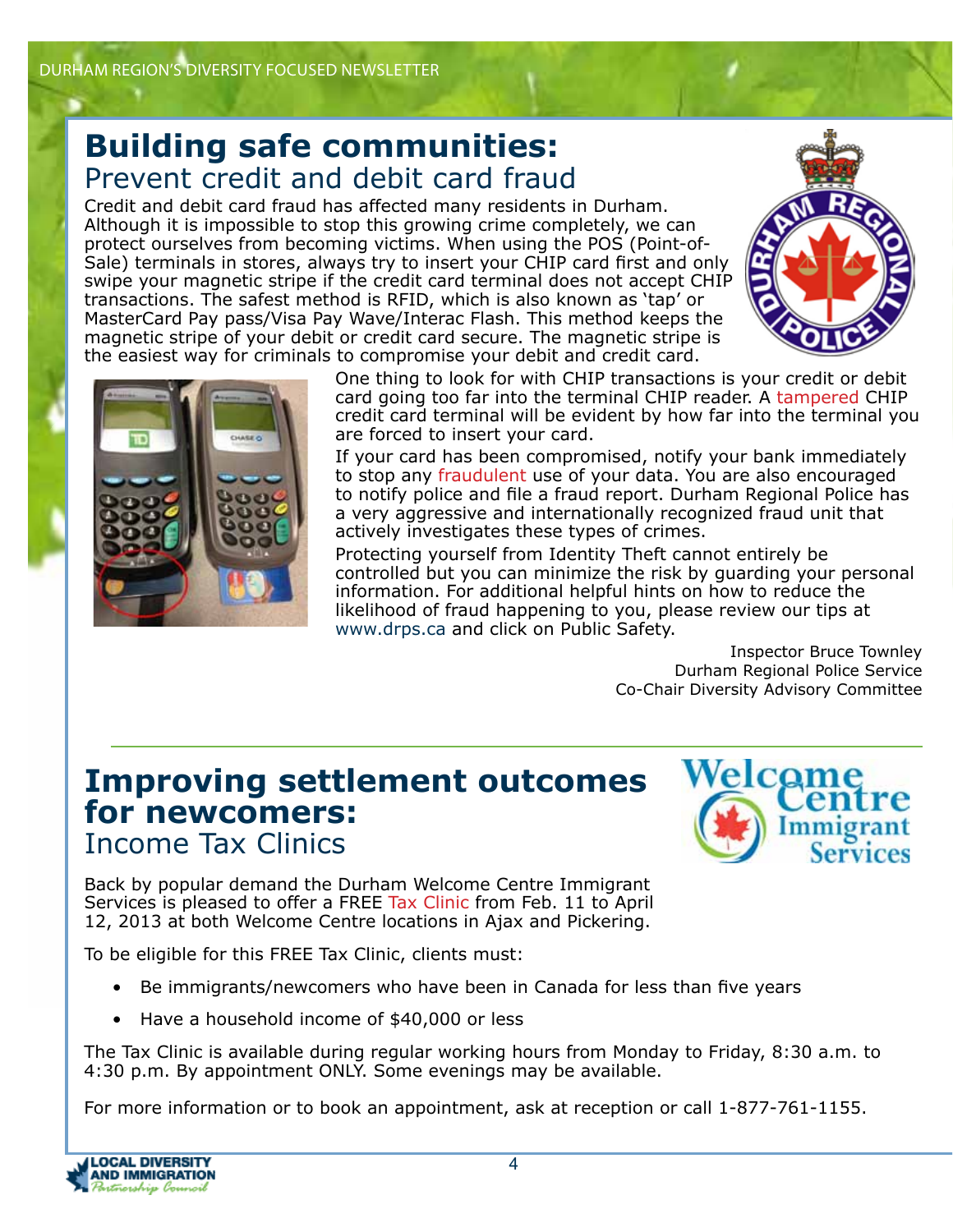## Building safe communities:
### Prevent credit and debit card fraud

Credit and debit card fraud has affected many residents in Durham. Although it is impossible to stop this growing crime completely, we can protect ourselves from becoming victims. When using the POS (Point-of-Sale) terminals in stores, always try to insert your CHIP card first and only swipe your magnetic stripe if the credit card terminal does not accept CHIP transactions. The safest method is RFID, which is also known as 'tap' or MasterCard Pay pass/Visa Pay Wave/Interac Flash. This method keeps the magnetic stripe of your debit or credit card secure. The magnetic stripe is the easiest way for criminals to compromise your debit and credit card.

One thing to look for with CHIP transactions is your credit or debit card going too far into the terminal CHIP reader. A tampered CHIP credit card terminal will be evident by how far into the terminal you are forced to insert your card.

If your card has been compromised, notify your bank immediately to stop any fraudulent use of your data. You are also encouraged to notify police and file a fraud report. Durham Regional Police has a very aggressive and internationally recognized fraud unit that actively investigates these types of crimes.

Protecting yourself from Identity Theft cannot entirely be controlled but you can minimize the risk by guarding your personal information. For additional helpful hints on how to reduce the likelihood of fraud happening to you, please review our tips at www.drps.ca and click on Public Safety.

Inspector Bruce Townley
Durham Regional Police Service
Co-Chair Diversity Advisory Committee

## Improving settlement outcomes for newcomers:
### Income Tax Clinics

Back by popular demand the Durham Welcome Centre Immigrant Services is pleased to offer a FREE Tax Clinic from Feb. 11 to April 12, 2013 at both Welcome Centre locations in Ajax and Pickering.

To be eligible for this FREE Tax Clinic, clients must:

- Be immigrants/newcomers who have been in Canada for less than five years
- Have a household income of $40,000 or less

The Tax Clinic is available during regular working hours from Monday to Friday, 8:30 a.m. to 4:30 p.m. By appointment ONLY. Some evenings may be available.

For more information or to book an appointment, ask at reception or call 1-877-761-1155.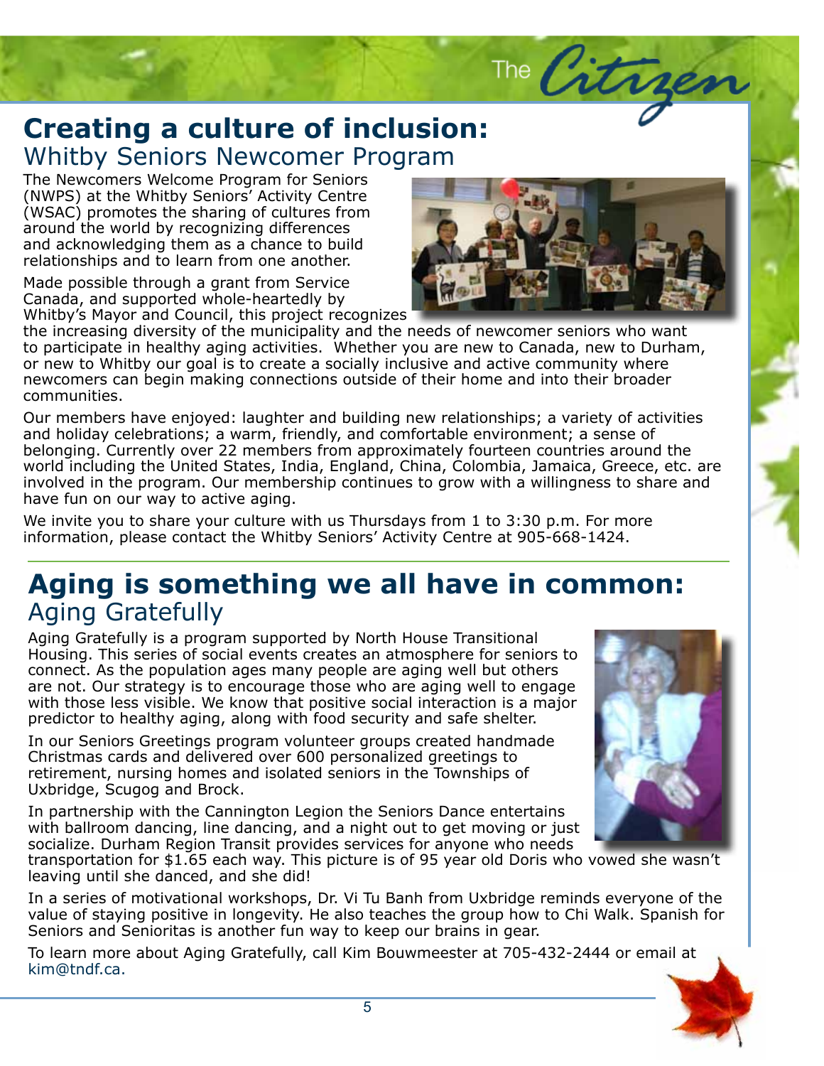# Creating a culture of inclusion:

## Whitby Seniors Newcomer Program

The Newcomers Welcome Program for Seniors (NWPS) at the Whitby Seniors' Activity Centre (WSAC) promotes the sharing of cultures from around the world by recognizing differences and acknowledging them as a chance to build relationships and to learn from one another.

Made possible through a grant from Service Canada, and supported whole-heartedly by Whitby's Mayor and Council, this project recognizes the increasing diversity of the municipality and the needs of newcomer seniors who want to participate in healthy aging activities. Whether you are new to Canada, new to Durham, or new to Whitby our goal is to create a socially inclusive and active community where newcomers can begin making connections outside of their home and into their broader communities.

Our members have enjoyed: laughter and building new relationships; a variety of activities and holiday celebrations; a warm, friendly, and comfortable environment; a sense of belonging. Currently over 22 members from approximately fourteen countries around the world including the United States, India, England, China, Colombia, Jamaica, Greece, etc. are involved in the program. Our membership continues to grow with a willingness to share and have fun on our way to active aging.

We invite you to share your culture with us Thursdays from 1 to 3:30 p.m. For more information, please contact the Whitby Seniors' Activity Centre at 905-668-1424.

# Aging is something we all have in common:

## Aging Gratefully

Aging Gratefully is a program supported by North House Transitional Housing. This series of social events creates an atmosphere for seniors to connect. As the population ages many people are aging well but others are not. Our strategy is to encourage those who are aging well to engage with those less visible. We know that positive social interaction is a major predictor to healthy aging, along with food security and safe shelter.

In our Seniors Greetings program volunteer groups created handmade Christmas cards and delivered over 600 personalized greetings to retirement, nursing homes and isolated seniors in the Townships of Uxbridge, Scugog and Brock.

In partnership with the Cannington Legion the Seniors Dance entertains with ballroom dancing, line dancing, and a night out to get moving or just socialize. Durham Region Transit provides services for anyone who needs transportation for $1.65 each way. This picture is of 95 year old Doris who vowed she wasn't leaving until she danced, and she did!

In a series of motivational workshops, Dr. Vi Tu Banh from Uxbridge reminds everyone of the value of staying positive in longevity. He also teaches the group how to Chi Walk. Spanish for Seniors and Senioritas is another fun way to keep our brains in gear.

To learn more about Aging Gratefully, call Kim Bouwmeester at 705-432-2444 or email at kim@tndf.ca.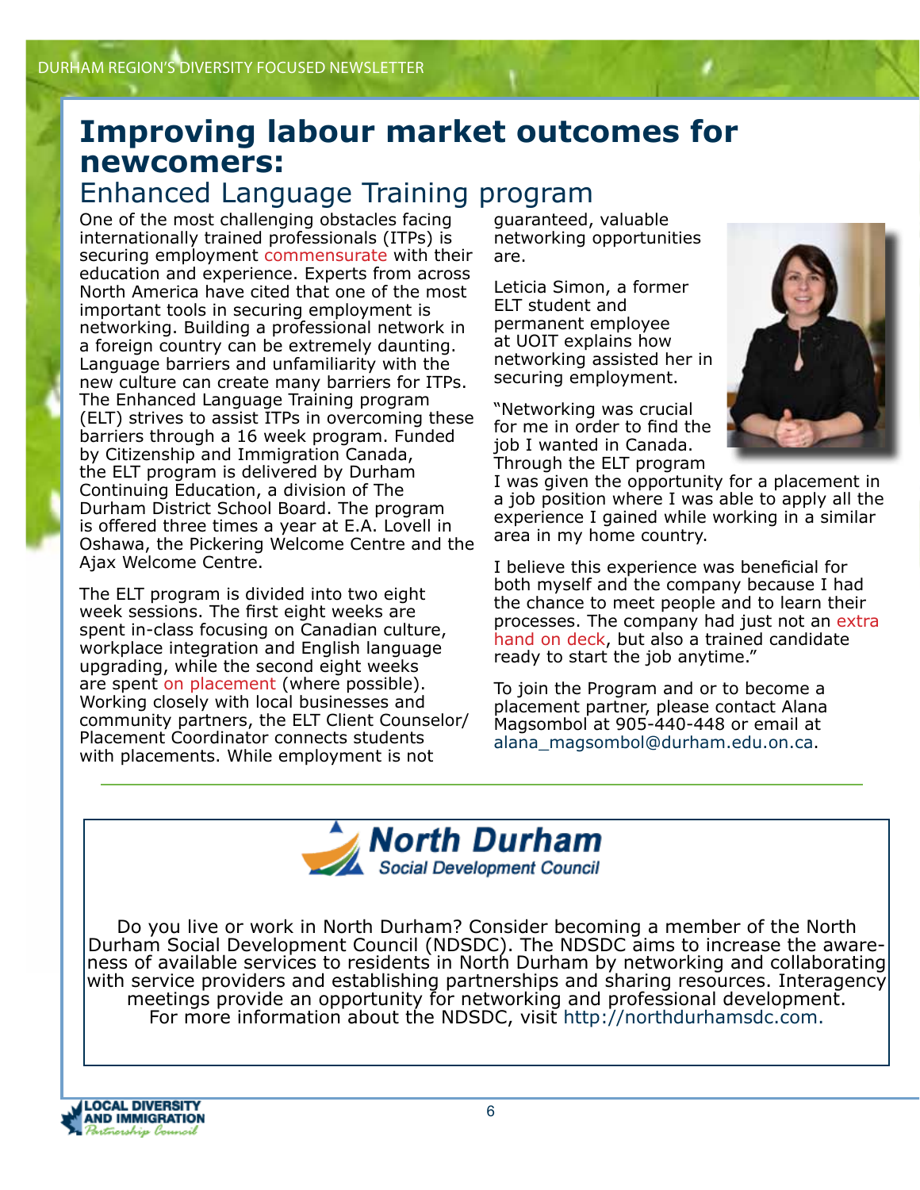# Improving labour market outcomes for newcomers:

## Enhanced Language Training program

One of the most challenging obstacles facing internationally trained professionals (ITPs) is securing employment commensurate with their education and experience. Experts from across North America have cited that one of the most important tools in securing employment is networking. Building a professional network in a foreign country can be extremely daunting. Language barriers and unfamiliarity with the new culture can create many barriers for ITPs. The Enhanced Language Training program (ELT) strives to assist ITPs in overcoming these barriers through a 16 week program. Funded by Citizenship and Immigration Canada, the ELT program is delivered by Durham Continuing Education, a division of The Durham District School Board. The program is offered three times a year at E.A. Lovell in Oshawa, the Pickering Welcome Centre and the Ajax Welcome Centre.

The ELT program is divided into two eight week sessions. The first eight weeks are spent in-class focusing on Canadian culture, workplace integration and English language upgrading, while the second eight weeks are spent on placement (where possible). Working closely with local businesses and community partners, the ELT Client Counselor/Placement Coordinator connects students with placements. While employment is not guaranteed, valuable networking opportunities are.

Leticia Simon, a former ELT student and permanent employee at UOIT explains how networking assisted her in securing employment.

"Networking was crucial for me in order to find the job I wanted in Canada. Through the ELT program I was given the opportunity for a placement in a job position where I was able to apply all the experience I gained while working in a similar area in my home country.

I believe this experience was beneficial for both myself and the company because I had the chance to meet people and to learn their processes. The company had just not an extra hand on deck, but also a trained candidate ready to start the job anytime."

To join the Program and or to become a placement partner, please contact Alana Magsombol at 905-440-448 or email at alana_magsombol@durham.edu.on.ca.

---

**North Durham**
*Social Development Council*

Do you live or work in North Durham? Consider becoming a member of the North Durham Social Development Council (NDSDC). The NDSDC aims to increase the awareness of available services to residents in North Durham by networking and collaborating with service providers and establishing partnerships and sharing resources. Interagency meetings provide an opportunity for networking and professional development. For more information about the NDSDC, visit http://northdurhamsdc.com.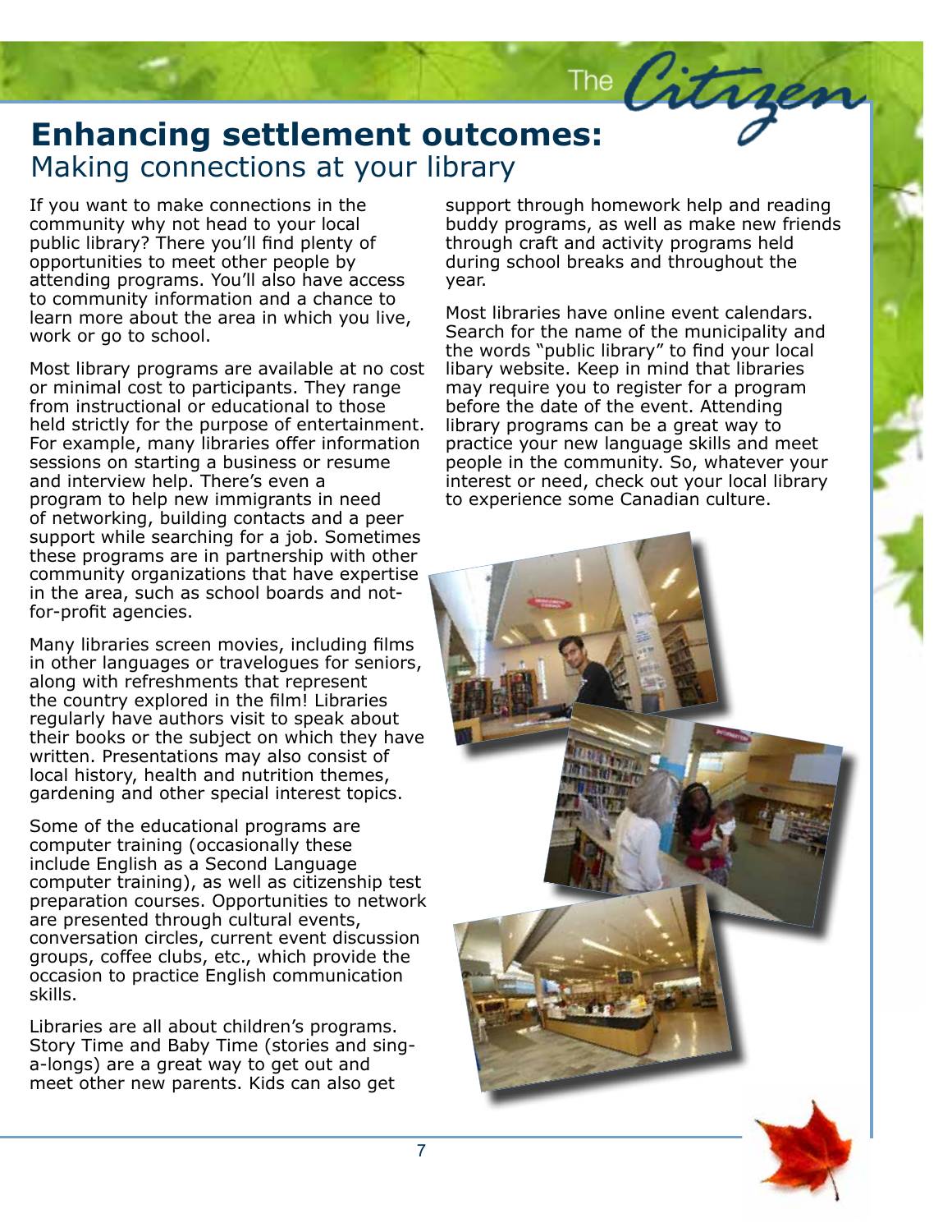# Enhancing settlement outcomes:
## Making connections at your library

If you want to make connections in the community why not head to your local public library? There you'll find plenty of opportunities to meet other people by attending programs. You'll also have access to community information and a chance to learn more about the area in which you live, work or go to school.

Most library programs are available at no cost or minimal cost to participants. They range from instructional or educational to those held strictly for the purpose of entertainment. For example, many libraries offer information sessions on starting a business or resume and interview help. There's even a program to help new immigrants in need of networking, building contacts and a peer support while searching for a job. Sometimes these programs are in partnership with other community organizations that have expertise in the area, such as school boards and not-for-profit agencies.

Many libraries screen movies, including films in other languages or travelogues for seniors, along with refreshments that represent the country explored in the film! Libraries regularly have authors visit to speak about their books or the subject on which they have written. Presentations may also consist of local history, health and nutrition themes, gardening and other special interest topics.

Some of the educational programs are computer training (occasionally these include English as a Second Language computer training), as well as citizenship test preparation courses. Opportunities to network are presented through cultural events, conversation circles, current event discussion groups, coffee clubs, etc., which provide the occasion to practice English communication skills.

Libraries are all about children's programs. Story Time and Baby Time (stories and sing-a-longs) are a great way to get out and meet other new parents. Kids can also get support through homework help and reading buddy programs, as well as make new friends through craft and activity programs held during school breaks and throughout the year.

Most libraries have online event calendars. Search for the name of the municipality and the words "public library" to find your local libary website. Keep in mind that libraries may require you to register for a program before the date of the event. Attending library programs can be a great way to practice your new language skills and meet people in the community. So, whatever your interest or need, check out your local library to experience some Canadian culture.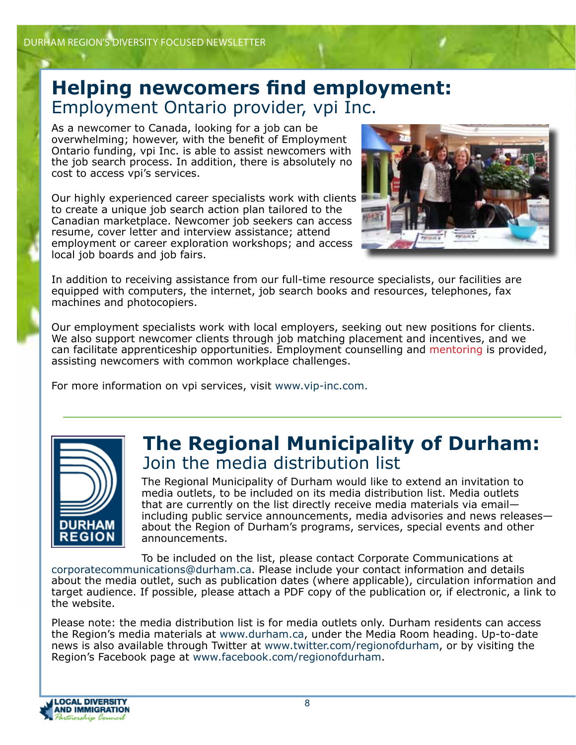## Helping newcomers find employment:

### Employment Ontario provider, vpi Inc.

As a newcomer to Canada, looking for a job can be overwhelming; however, with the benefit of Employment Ontario funding, vpi Inc. is able to assist newcomers with the job search process. In addition, there is absolutely no cost to access vpi's services.

Our highly experienced career specialists work with clients to create a unique job search action plan tailored to the Canadian marketplace. Newcomer job seekers can access resume, cover letter and interview assistance; attend employment or career exploration workshops; and access local job boards and job fairs.

In addition to receiving assistance from our full-time resource specialists, our facilities are equipped with computers, the internet, job search books and resources, telephones, fax machines and photocopiers.

Our employment specialists work with local employers, seeking out new positions for clients. We also support newcomer clients through job matching placement and incentives, and we can facilitate apprenticeship opportunities. Employment counselling and mentoring is provided, assisting newcomers with common workplace challenges.

For more information on vpi services, visit www.vip-inc.com.

---

## The Regional Municipality of Durham:

### Join the media distribution list

The Regional Municipality of Durham would like to extend an invitation to media outlets, to be included on its media distribution list. Media outlets that are currently on the list directly receive media materials via email—including public service announcements, media advisories and news releases—about the Region of Durham's programs, services, special events and other announcements.

To be included on the list, please contact Corporate Communications at corporatecommunications@durham.ca. Please include your contact information and details about the media outlet, such as publication dates (where applicable), circulation information and target audience. If possible, please attach a PDF copy of the publication or, if electronic, a link to the website.

Please note: the media distribution list is for media outlets only. Durham residents can access the Region's media materials at www.durham.ca, under the Media Room heading. Up-to-date news is also available through Twitter at www.twitter.com/regionofdurham, or by visiting the Region's Facebook page at www.facebook.com/regionofdurham.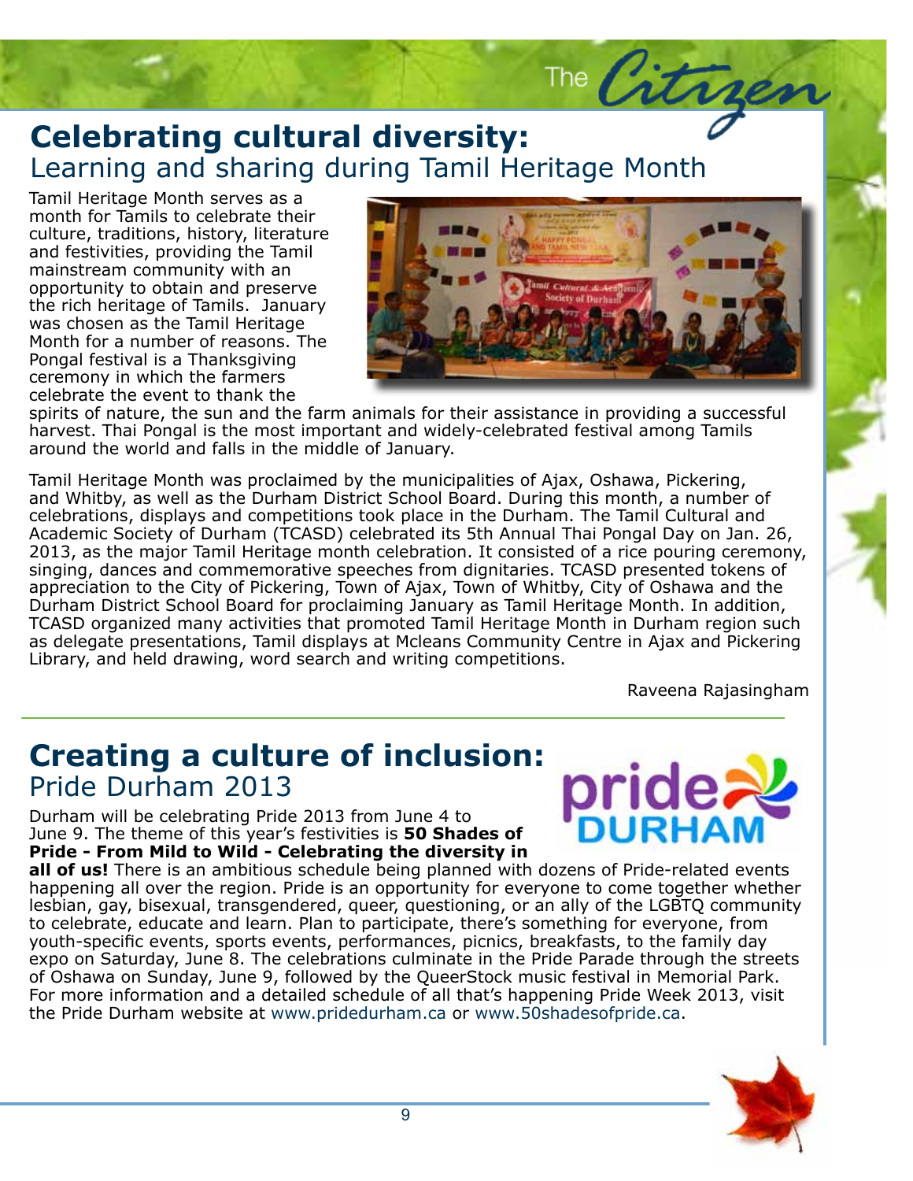## Celebrating cultural diversity:
### Learning and sharing during Tamil Heritage Month

Tamil Heritage Month serves as a month for Tamils to celebrate their culture, traditions, history, literature and festivities, providing the Tamil mainstream community with an opportunity to obtain and preserve the rich heritage of Tamils. January was chosen as the Tamil Heritage Month for a number of reasons. The Pongal festival is a Thanksgiving ceremony in which the farmers celebrate the event to thank the spirits of nature, the sun and the farm animals for their assistance in providing a successful harvest. Thai Pongal is the most important and widely-celebrated festival among Tamils around the world and falls in the middle of January.

Tamil Heritage Month was proclaimed by the municipalities of Ajax, Oshawa, Pickering, and Whitby, as well as the Durham District School Board. During this month, a number of celebrations, displays and competitions took place in the Durham. The Tamil Cultural and Academic Society of Durham (TCASD) celebrated its 5th Annual Thai Pongal Day on Jan. 26, 2013, as the major Tamil Heritage month celebration. It consisted of a rice pouring ceremony, singing, dances and commemorative speeches from dignitaries. TCASD presented tokens of appreciation to the City of Pickering, Town of Ajax, Town of Whitby, City of Oshawa and the Durham District School Board for proclaiming January as Tamil Heritage Month. In addition, TCASD organized many activities that promoted Tamil Heritage Month in Durham region such as delegate presentations, Tamil displays at Mcleans Community Centre in Ajax and Pickering Library, and held drawing, word search and writing competitions.

Raveena Rajasingham

---

## Creating a culture of inclusion:
### Pride Durham 2013

Durham will be celebrating Pride 2013 from June 4 to June 9. The theme of this year's festivities is **50 Shades of Pride - From Mild to Wild - Celebrating the diversity in all of us!** There is an ambitious schedule being planned with dozens of Pride-related events happening all over the region. Pride is an opportunity for everyone to come together whether lesbian, gay, bisexual, transgendered, queer, questioning, or an ally of the LGBTQ community to celebrate, educate and learn. Plan to participate, there's something for everyone, from youth-specific events, sports events, performances, picnics, breakfasts, to the family day expo on Saturday, June 8. The celebrations culminate in the Pride Parade through the streets of Oshawa on Sunday, June 9, followed by the QueerStock music festival in Memorial Park. For more information and a detailed schedule of all that's happening Pride Week 2013, visit the Pride Durham website at www.pridedurham.ca or www.50shadesofpride.ca.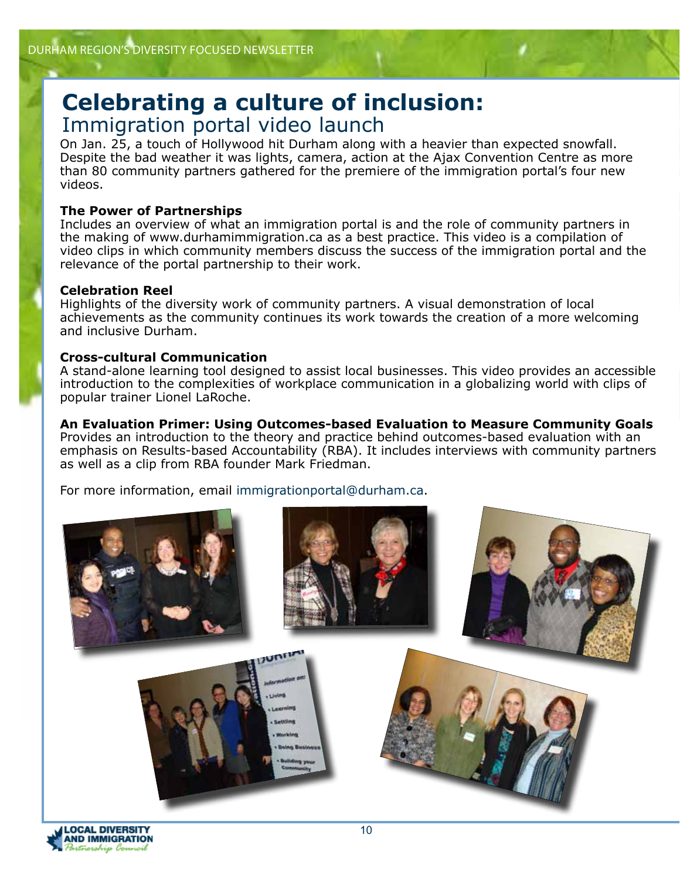# Celebrating a culture of inclusion:

## Immigration portal video launch

On Jan. 25, a touch of Hollywood hit Durham along with a heavier than expected snowfall. Despite the bad weather it was lights, camera, action at the Ajax Convention Centre as more than 80 community partners gathered for the premiere of the immigration portal's four new videos.

**The Power of Partnerships**
Includes an overview of what an immigration portal is and the role of community partners in the making of www.durhamimmigration.ca as a best practice. This video is a compilation of video clips in which community members discuss the success of the immigration portal and the relevance of the portal partnership to their work.

**Celebration Reel**
Highlights of the diversity work of community partners. A visual demonstration of local achievements as the community continues its work towards the creation of a more welcoming and inclusive Durham.

**Cross-cultural Communication**
A stand-alone learning tool designed to assist local businesses. This video provides an accessible introduction to the complexities of workplace communication in a globalizing world with clips of popular trainer Lionel LaRoche.

**An Evaluation Primer: Using Outcomes-based Evaluation to Measure Community Goals**
Provides an introduction to the theory and practice behind outcomes-based evaluation with an emphasis on Results-based Accountability (RBA). It includes interviews with community partners as well as a clip from RBA founder Mark Friedman.

For more information, email immigrationportal@durham.ca.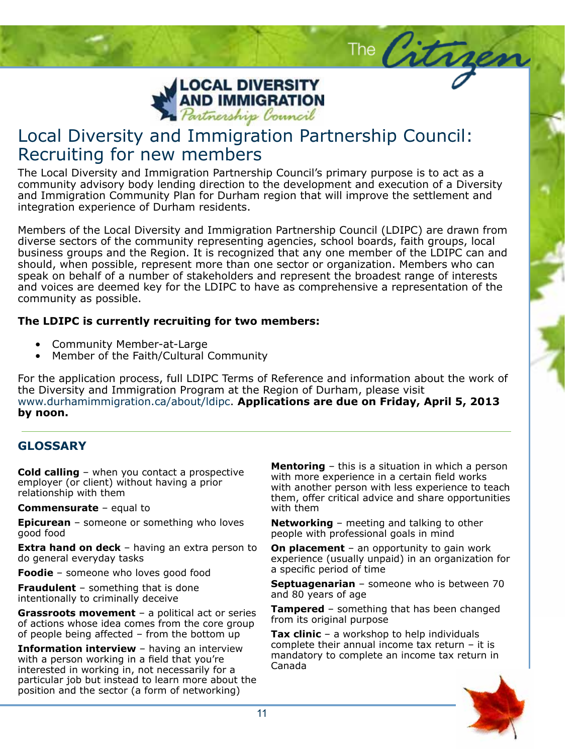LOCAL DIVERSITY AND IMMIGRATION *Partnership Council*

# Local Diversity and Immigration Partnership Council: Recruiting for new members

The Local Diversity and Immigration Partnership Council's primary purpose is to act as a community advisory body lending direction to the development and execution of a Diversity and Immigration Community Plan for Durham region that will improve the settlement and integration experience of Durham residents.

Members of the Local Diversity and Immigration Partnership Council (LDIPC) are drawn from diverse sectors of the community representing agencies, school boards, faith groups, local business groups and the Region. It is recognized that any one member of the LDIPC can and should, when possible, represent more than one sector or organization. Members who can speak on behalf of a number of stakeholders and represent the broadest range of interests and voices are deemed key for the LDIPC to have as comprehensive a representation of the community as possible.

**The LDIPC is currently recruiting for two members:**

- Community Member-at-Large
- Member of the Faith/Cultural Community

For the application process, full LDIPC Terms of Reference and information about the work of the Diversity and Immigration Program at the Region of Durham, please visit www.durhamimmigration.ca/about/ldipc. **Applications are due on Friday, April 5, 2013 by noon.**

## GLOSSARY

**Cold calling** – when you contact a prospective employer (or client) without having a prior relationship with them

**Commensurate** – equal to

**Epicurean** – someone or something who loves good food

**Extra hand on deck** – having an extra person to do general everyday tasks

**Foodie** – someone who loves good food

**Fraudulent** – something that is done intentionally to criminally deceive

**Grassroots movement** – a political act or series of actions whose idea comes from the core group of people being affected – from the bottom up

**Information interview** – having an interview with a person working in a field that you're interested in working in, not necessarily for a particular job but instead to learn more about the position and the sector (a form of networking)

**Mentoring** – this is a situation in which a person with more experience in a certain field works with another person with less experience to teach them, offer critical advice and share opportunities with them

**Networking** – meeting and talking to other people with professional goals in mind

**On placement** – an opportunity to gain work experience (usually unpaid) in an organization for a specific period of time

**Septuagenarian** – someone who is between 70 and 80 years of age

**Tampered** – something that has been changed from its original purpose

**Tax clinic** – a workshop to help individuals complete their annual income tax return – it is mandatory to complete an income tax return in Canada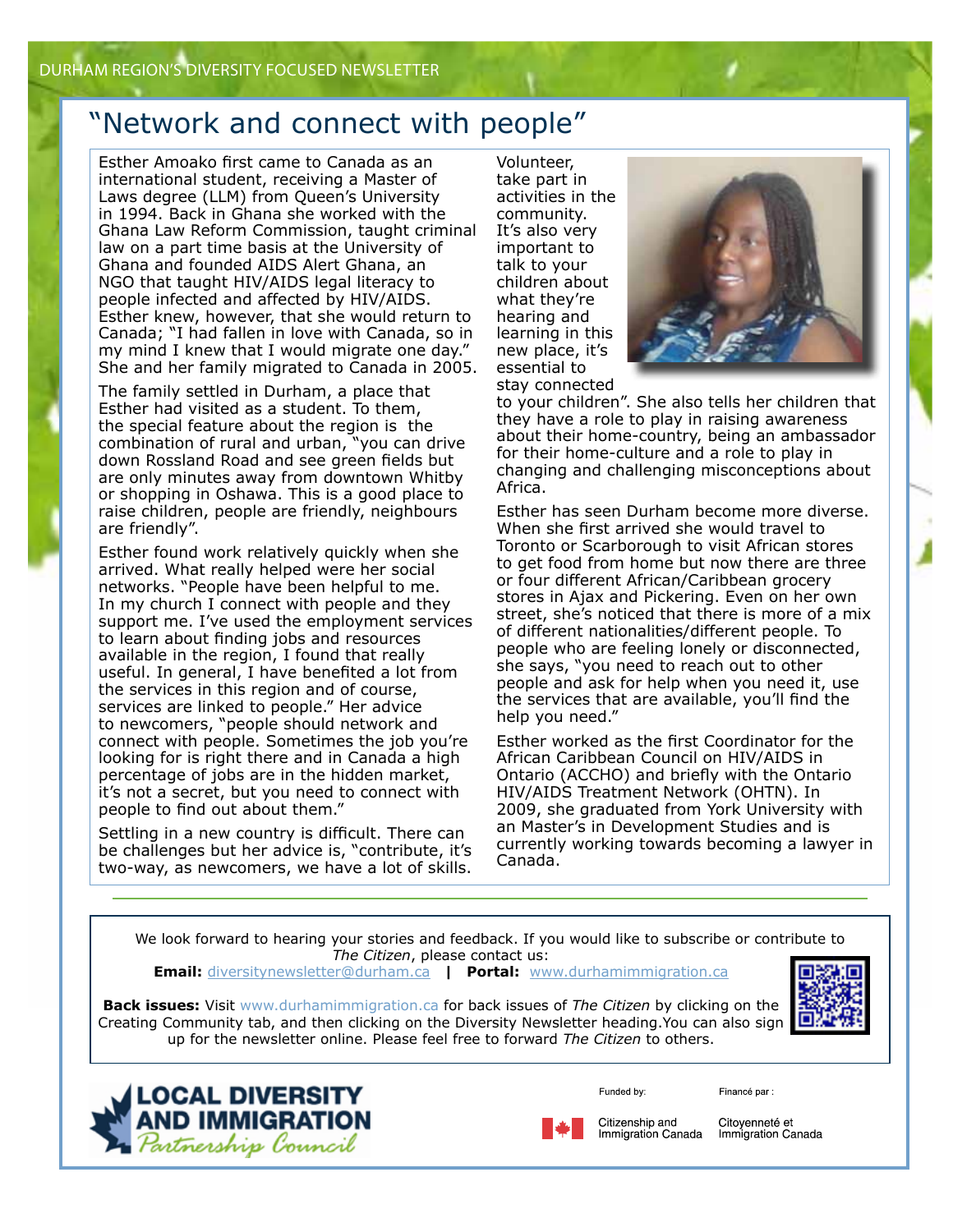# "Network and connect with people"

Esther Amoako first came to Canada as an international student, receiving a Master of Laws degree (LLM) from Queen's University in 1994. Back in Ghana she worked with the Ghana Law Reform Commission, taught criminal law on a part time basis at the University of Ghana and founded AIDS Alert Ghana, an NGO that taught HIV/AIDS legal literacy to people infected and affected by HIV/AIDS. Esther knew, however, that she would return to Canada; "I had fallen in love with Canada, so in my mind I knew that I would migrate one day." She and her family migrated to Canada in 2005.

The family settled in Durham, a place that Esther had visited as a student. To them, the special feature about the region is the combination of rural and urban, "you can drive down Rossland Road and see green fields but are only minutes away from downtown Whitby or shopping in Oshawa. This is a good place to raise children, people are friendly, neighbours are friendly".

Esther found work relatively quickly when she arrived. What really helped were her social networks. "People have been helpful to me. In my church I connect with people and they support me. I've used the employment services to learn about finding jobs and resources available in the region, I found that really useful. In general, I have benefited a lot from the services in this region and of course, services are linked to people." Her advice to newcomers, "people should network and connect with people. Sometimes the job you're looking for is right there and in Canada a high percentage of jobs are in the hidden market, it's not a secret, but you need to connect with people to find out about them."

Settling in a new country is difficult. There can be challenges but her advice is, "contribute, it's two-way, as newcomers, we have a lot of skills. Volunteer, take part in activities in the community. It's also very important to talk to your children about what they're hearing and learning in this new place, it's essential to stay connected to your children". She also tells her children that they have a role to play in raising awareness about their home-country, being an ambassador for their home-culture and a role to play in changing and challenging misconceptions about Africa.

Esther has seen Durham become more diverse. When she first arrived she would travel to Toronto or Scarborough to visit African stores to get food from home but now there are three or four different African/Caribbean grocery stores in Ajax and Pickering. Even on her own street, she's noticed that there is more of a mix of different nationalities/different people. To people who are feeling lonely or disconnected, she says, "you need to reach out to other people and ask for help when you need it, use the services that are available, you'll find the help you need."

Esther worked as the first Coordinator for the African Caribbean Council on HIV/AIDS in Ontario (ACCHO) and briefly with the Ontario HIV/AIDS Treatment Network (OHTN). In 2009, she graduated from York University with an Master's in Development Studies and is currently working towards becoming a lawyer in Canada.

---

We look forward to hearing your stories and feedback. If you would like to subscribe or contribute to *The Citizen*, please contact us:

**Email:** diversitynewsletter@durham.ca | **Portal:** www.durhamimmigration.ca

**Back issues:** Visit www.durhamimmigration.ca for back issues of *The Citizen* by clicking on the Creating Community tab, and then clicking on the Diversity Newsletter heading.You can also sign up for the newsletter online. Please feel free to forward *The Citizen* to others.

LOCAL DIVERSITY AND IMMIGRATION Partnership Council

Funded by: Citizenship and Immigration Canada

Financé par : Citoyenneté et Immigration Canada